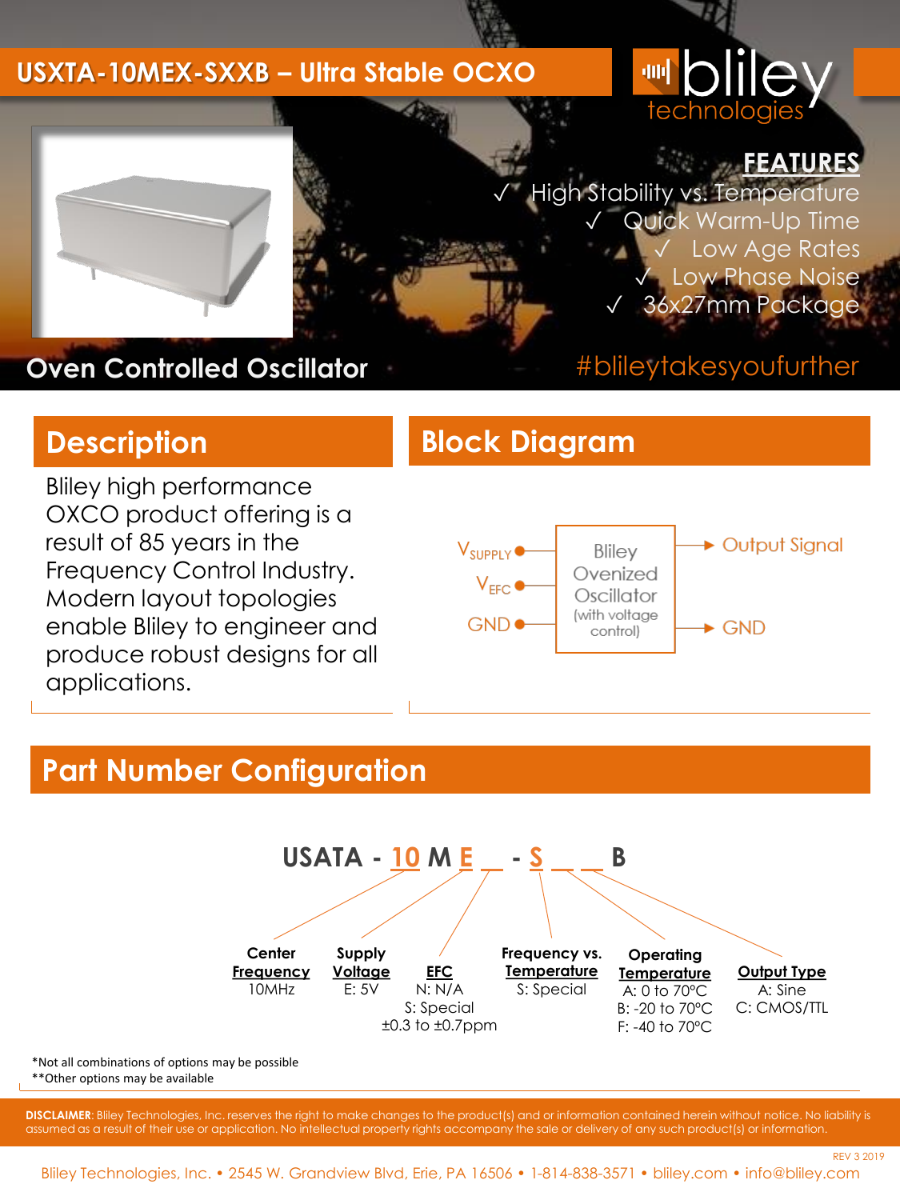# USXTA-10MEX-SXXB – Ultra Stable OCXO

bliley technologies

## FEATURES

- ✓ High Stability vs. Temperature
- ✓ Quick Warm-Up Time
- ✓ Low Age Rates
- ✓ Low Phase Noise
- ✓ 36x27mm Package

**Oven Controlled Oscillator**

#bliileytakesyoufurther

## Description

Bliley high performance OXCO product offering is a result of 85 years in the Frequency Control Industry. Modern layout topologies enable Bliley to engineer and produce robust designs for all applications.

## Block Diagram

Inputs: $V_{SUPPLY}$, $V_{EFC}$, GND → Bliley Ovenized Oscillator (with voltage control) → Outputs: Output Signal, GND

## Part Number Configuration

**USATA - 10 M E _ - S _ _ B**

| Center Frequency | Supply Voltage | EFC | Frequency vs. Temperature | Operating Temperature | Output Type |
|---|---|---|---|---|---|
| 10MHz | E: 5V | N: N/A | S: Special | A: 0 to 70°C | A: Sine |
| | | S: Special ±0.3 to ±0.7ppm | | B: -20 to 70°C | C: CMOS/TTL |
| | | | | F: -40 to 70°C | |

*Not all combinations of options may be possible
**Other options may be available

**DISCLAIMER**: Bliley Technologies, Inc. reserves the right to make changes to the product(s) and or information contained herein without notice. No liability is assumed as a result of their use or application. No intellectual property rights accompany the sale or delivery of any such product(s) or information.

REV 3 2019

Bliley Technologies, Inc. • 2545 W. Grandview Blvd, Erie, PA 16506 • 1-814-838-3571 • bliley.com • info@bliley.com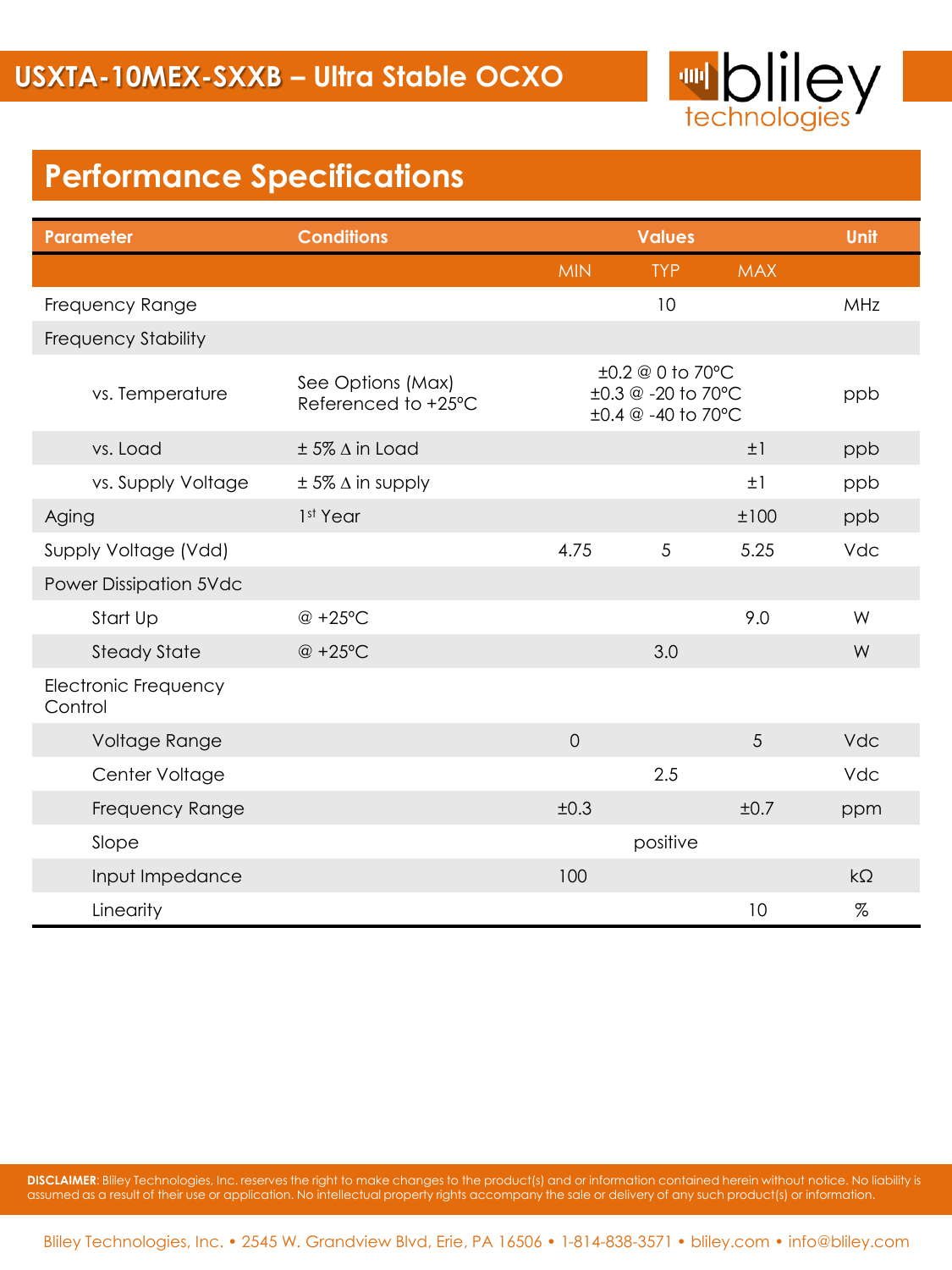# USXTA-10MEX-SXXB – Ultra Stable OCXO

## Performance Specifications

| Parameter | Conditions | Values | | | Unit |
|---|---|---|---|---|---|
| | | MIN | TYP | MAX | |
| Frequency Range | | | 10 | | MHz |
| Frequency Stability | | | | | |
| vs. Temperature | See Options (Max) Referenced to +25°C | | ±0.2 @ 0 to 70°C<br>±0.3 @ -20 to 70°C<br>±0.4 @ -40 to 70°C | | ppb |
| vs. Load | ± 5% Δ in Load | | | ±1 | ppb |
| vs. Supply Voltage | ± 5% Δ in supply | | | ±1 | ppb |
| Aging | 1st Year | | | ±100 | ppb |
| Supply Voltage (Vdd) | | 4.75 | 5 | 5.25 | Vdc |
| Power Dissipation 5Vdc | | | | | |
| Start Up | @ +25°C | | | 9.0 | W |
| Steady State | @ +25°C | | 3.0 | | W |
| Electronic Frequency Control | | | | | |
| Voltage Range | | 0 | | 5 | Vdc |
| Center Voltage | | | 2.5 | | Vdc |
| Frequency Range | | ±0.3 | | ±0.7 | ppm |
| Slope | | | positive | | |
| Input Impedance | | 100 | | | kΩ |
| Linearity | | | | 10 | % |

**DISCLAIMER**: Bliley Technologies, Inc. reserves the right to make changes to the product(s) and or information contained herein without notice. No liability is assumed as a result of their use or application. No intellectual property rights accompany the sale or delivery of any such product(s) or information.

Bliley Technologies, Inc. • 2545 W. Grandview Blvd, Erie, PA 16506 • 1-814-838-3571 • bliley.com • info@bliley.com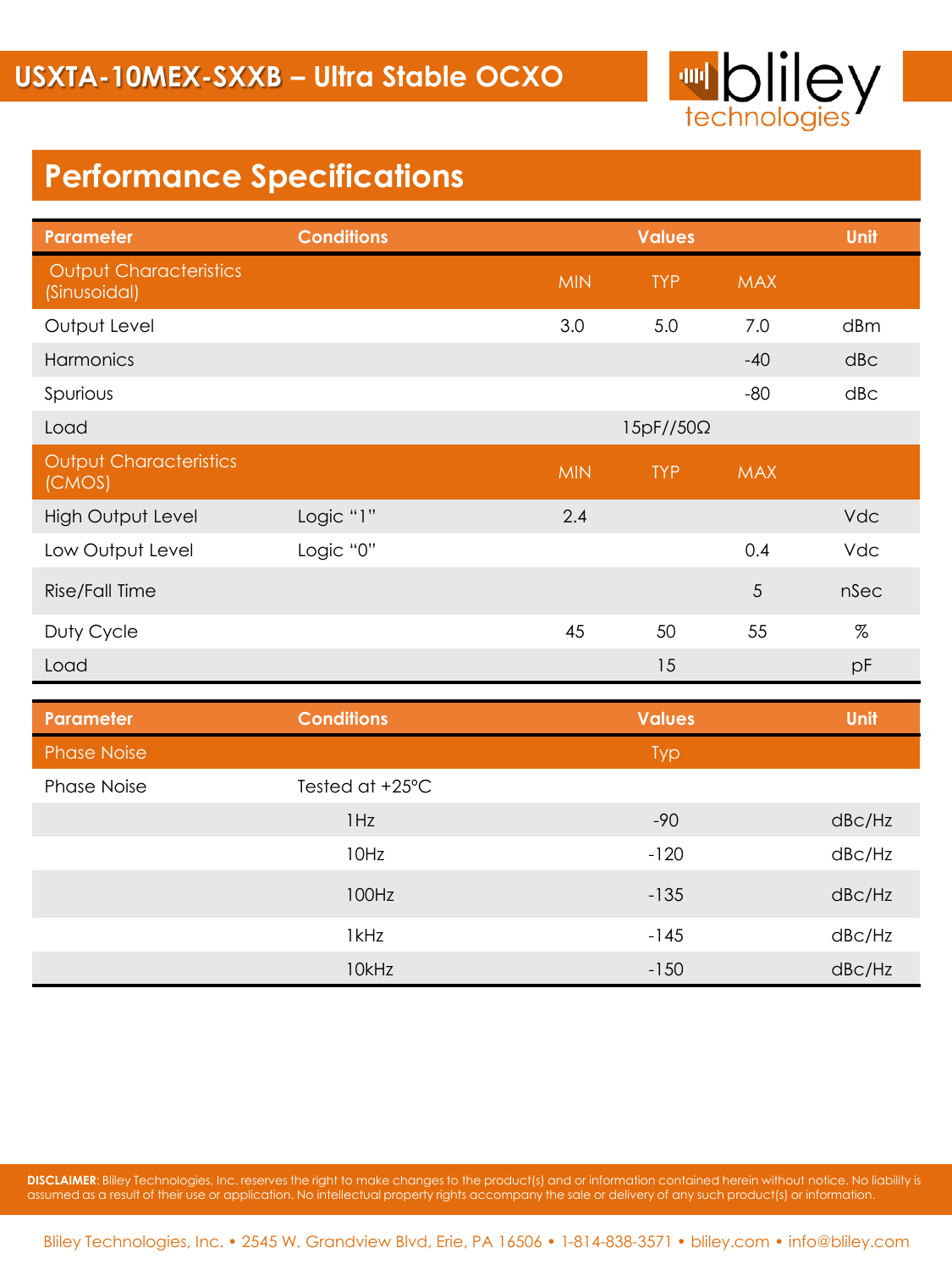# USXTA-10MEX-SXXB – Ultra Stable OCXO

## Performance Specifications

| Parameter | Conditions | Values | | | Unit |
|---|---|---|---|---|---|
| Output Characteristics (Sinusoidal) | | MIN | TYP | MAX | |
| Output Level | | 3.0 | 5.0 | 7.0 | dBm |
| Harmonics | | | | -40 | dBc |
| Spurious | | | | -80 | dBc |
| Load | | | 15pF//50Ω | | |
| Output Characteristics (CMOS) | | MIN | TYP | MAX | |
| High Output Level | Logic "1" | 2.4 | | | Vdc |
| Low Output Level | Logic "0" | | | 0.4 | Vdc |
| Rise/Fall Time | | | | 5 | nSec |
| Duty Cycle | | 45 | 50 | 55 | % |
| Load | | | 15 | | pF |

| Parameter | Conditions | Values | Unit |
|---|---|---|---|
| Phase Noise | | Typ | |
| Phase Noise | Tested at +25°C | | |
| | 1Hz | -90 | dBc/Hz |
| | 10Hz | -120 | dBc/Hz |
| | 100Hz | -135 | dBc/Hz |
| | 1kHz | -145 | dBc/Hz |
| | 10kHz | -150 | dBc/Hz |

**DISCLAIMER**: Bliley Technologies, Inc. reserves the right to make changes to the product(s) and or information contained herein without notice. No liability is assumed as a result of their use or application. No intellectual property rights accompany the sale or delivery of any such product(s) or information.

Bliley Technologies, Inc. • 2545 W. Grandview Blvd, Erie, PA 16506 • 1-814-838-3571 • bliley.com • info@bliley.com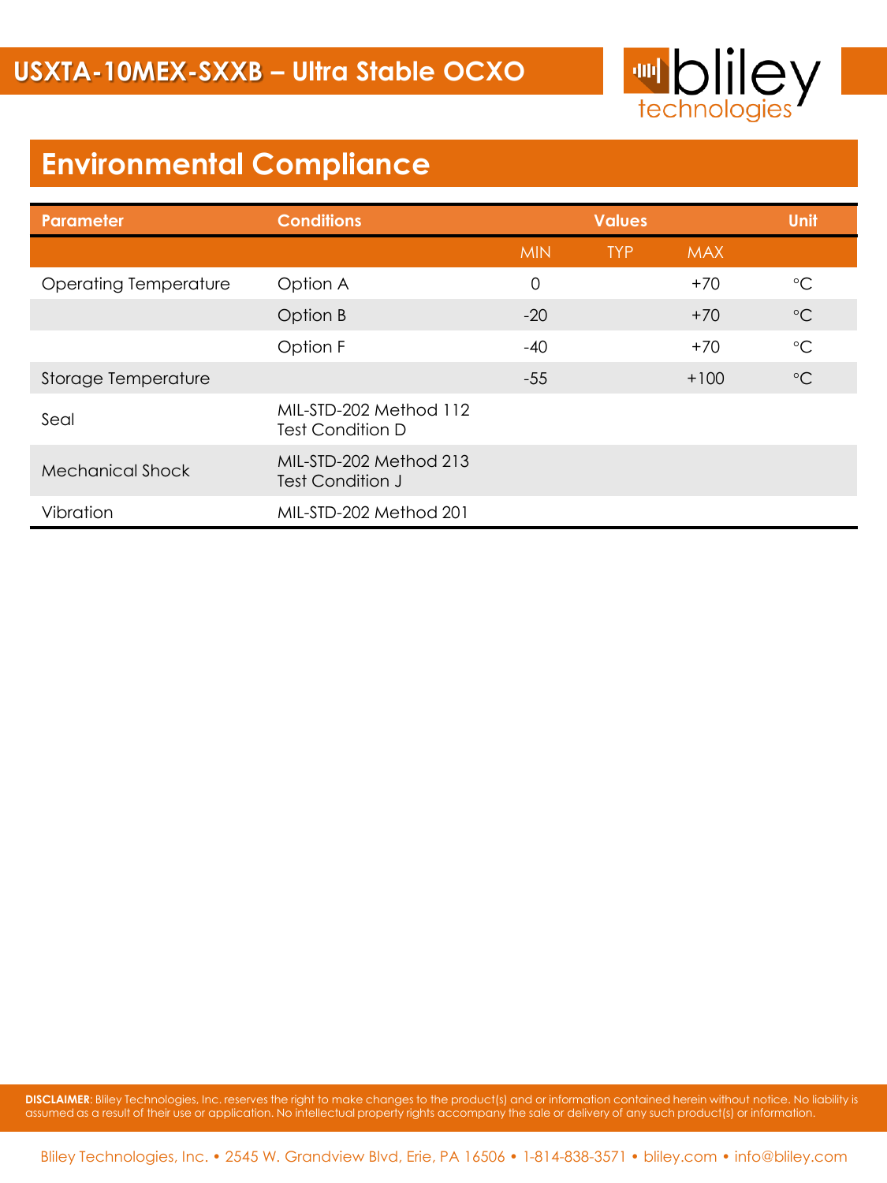# USXTA-10MEX-SXXB – Ultra Stable OCXO

## Environmental Compliance

| Parameter | Conditions | Values | | | Unit |
|---|---|---|---|---|---|
| | | MIN | TYP | MAX | |
| Operating Temperature | Option A | 0 | | +70 | °C |
| | Option B | -20 | | +70 | °C |
| | Option F | -40 | | +70 | °C |
| Storage Temperature | | -55 | | +100 | °C |
| Seal | MIL-STD-202 Method 112 Test Condition D | | | | |
| Mechanical Shock | MIL-STD-202 Method 213 Test Condition J | | | | |
| Vibration | MIL-STD-202 Method 201 | | | | |

**DISCLAIMER**: Bliley Technologies, Inc. reserves the right to make changes to the product(s) and or information contained herein without notice. No liability is assumed as a result of their use or application. No intellectual property rights accompany the sale or delivery of any such product(s) or information.

Bliley Technologies, Inc. • 2545 W. Grandview Blvd, Erie, PA 16506 • 1-814-838-3571 • bliley.com • info@bliley.com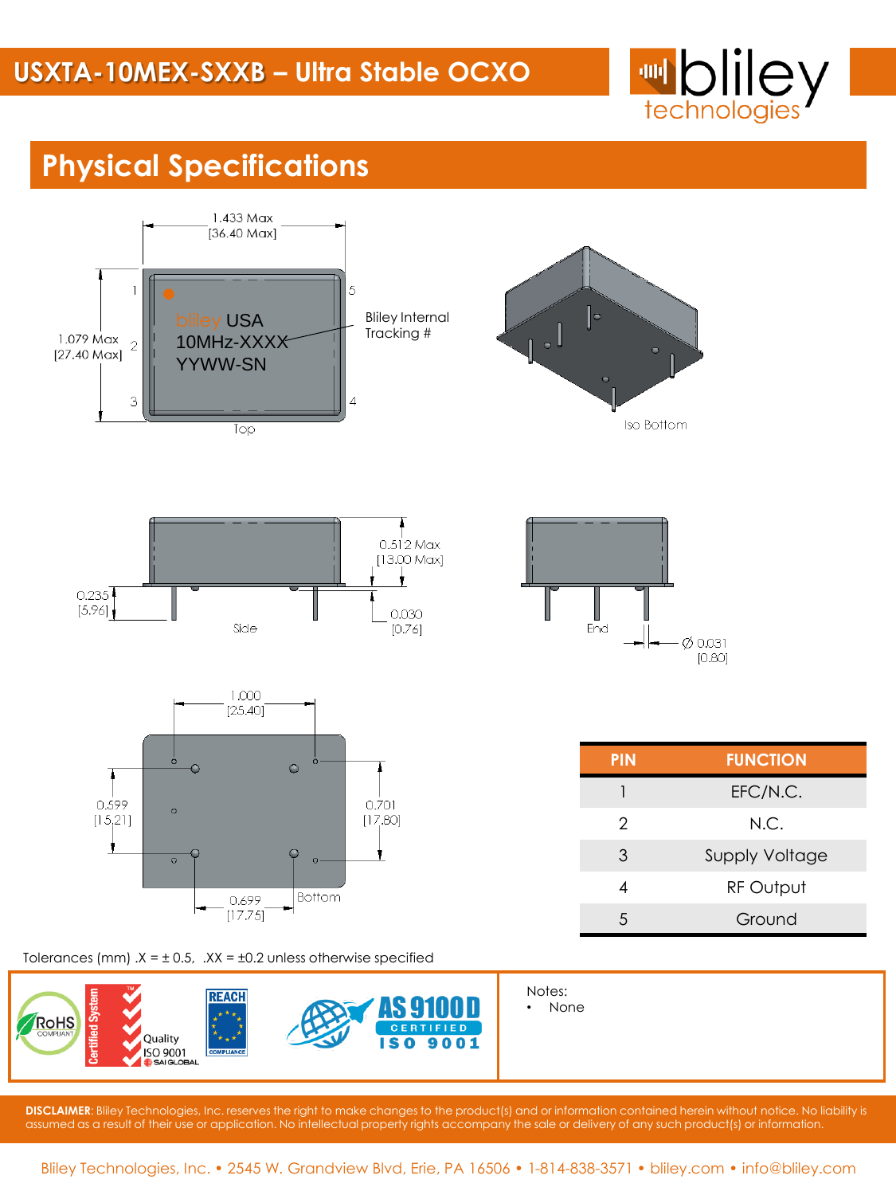# USXTA-10MEX-SXXB – Ultra Stable OCXO

## Physical Specifications

1.433 Max
[36.40 Max]

1.079 Max
[27.40 Max]

1
2
3
5
4

bliley USA
10MHz-XXXX
YYWW-SN

Bliley Internal Tracking #

Top

Iso Bottom

0.512 Max
[13.00 Max]

0.235
[5.96]

0.030
[0.76]

Side

End

∅ 0.031
[0.80]

1.000
[25.40]

0.599
[15.21]

0.701
[17.80]

0.699
[17.75]

Bottom

| PIN | FUNCTION |
|---|---|
| 1 | EFC/N.C. |
| 2 | N.C. |
| 3 | Supply Voltage |
| 4 | RF Output |
| 5 | Ground |

Tolerances (mm) .X = ± 0.5, .XX = ±0.2 unless otherwise specified

RoHS COMPLIANT | Certified System Quality ISO 9001 SAI GLOBAL | REACH COMPLIANCE | AS 9100 D CERTIFIED ISO 9001

Notes:

- None

**DISCLAIMER**: Bliley Technologies, Inc. reserves the right to make changes to the product(s) and or information contained herein without notice. No liability is assumed as a result of their use or application. No intellectual property rights accompany the sale or delivery of any such product(s) or information.

Bliley Technologies, Inc. • 2545 W. Grandview Blvd, Erie, PA 16506 • 1-814-838-3571 • bliley.com • info@bliley.com